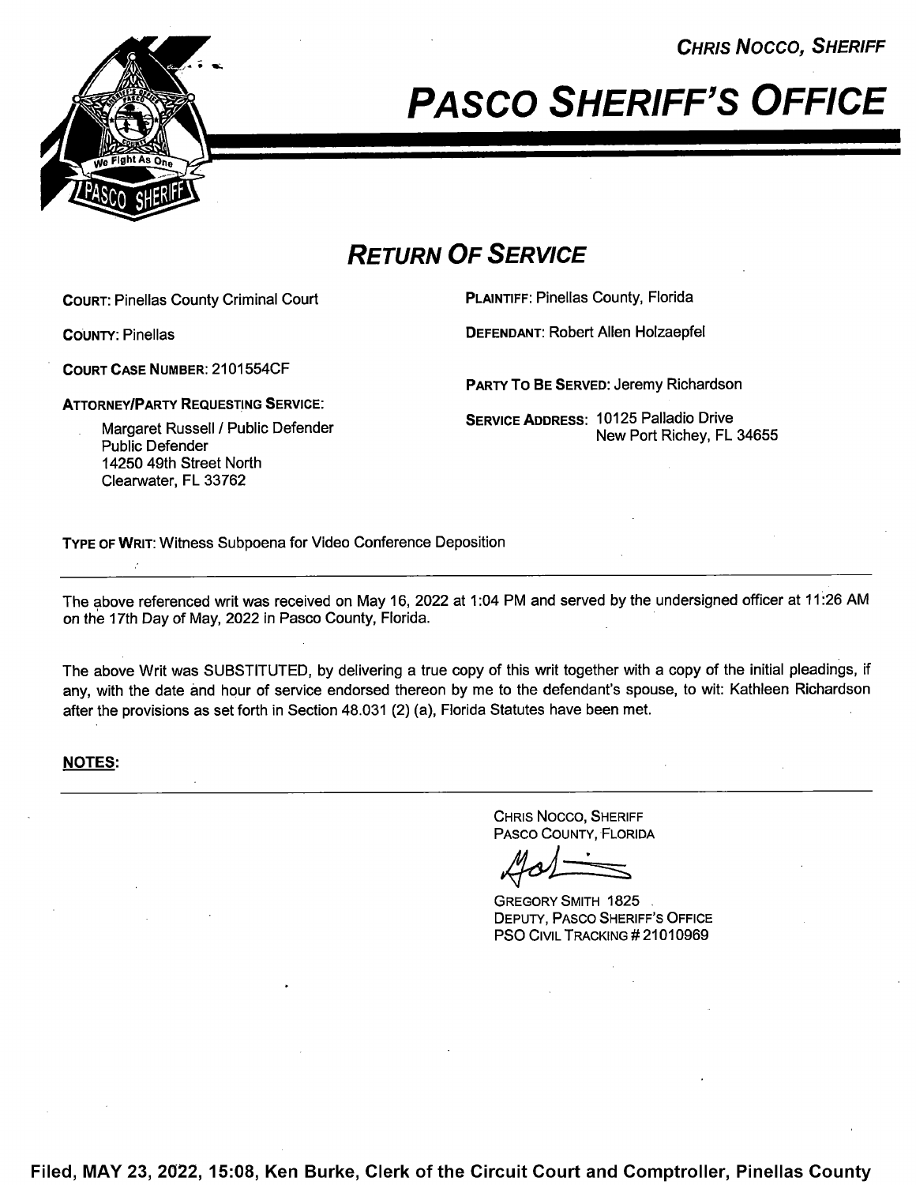CHRIS NOCCO, SHERIFF

# PASCO SHERIFF'S OFFICE

## RETURN OF SERVICE

**COURT:** Pinellas County Criminal Court

**COUNTY:** Pinellas

**COURT CASE NUMBER:** 2101554CF

**ATTORNEY/PARTY REQUESTING SERVICE:**

Margaret Russell / Public Defender
Public Defender
14250 49th Street North
Clearwater, FL 33762

**PLAINTIFF:** Pinellas County, Florida

**DEFENDANT:** Robert Allen Holzaepfel

**PARTY TO BE SERVED:** Jeremy Richardson

**SERVICE ADDRESS:** 10125 Palladio Drive
New Port Richey, FL 34655

**TYPE OF WRIT:** Witness Subpoena for Video Conference Deposition

---

The above referenced writ was received on May 16, 2022 at 1:04 PM and served by the undersigned officer at 11:26 AM on the 17th Day of May, 2022 in Pasco County, Florida.

The above Writ was SUBSTITUTED, by delivering a true copy of this writ together with a copy of the initial pleadings, if any, with the date and hour of service endorsed thereon by me to the defendant's spouse, to wit: Kathleen Richardson after the provisions as set forth in Section 48.031 (2) (a), Florida Statutes have been met.

**NOTES:**

---

CHRIS NOCCO, SHERIFF
PASCO COUNTY, FLORIDA

GREGORY SMITH 1825
DEPUTY, PASCO SHERIFF'S OFFICE
PSO CIVIL TRACKING # 21010969

**Filed, MAY 23, 2022, 15:08, Ken Burke, Clerk of the Circuit Court and Comptroller, Pinellas County**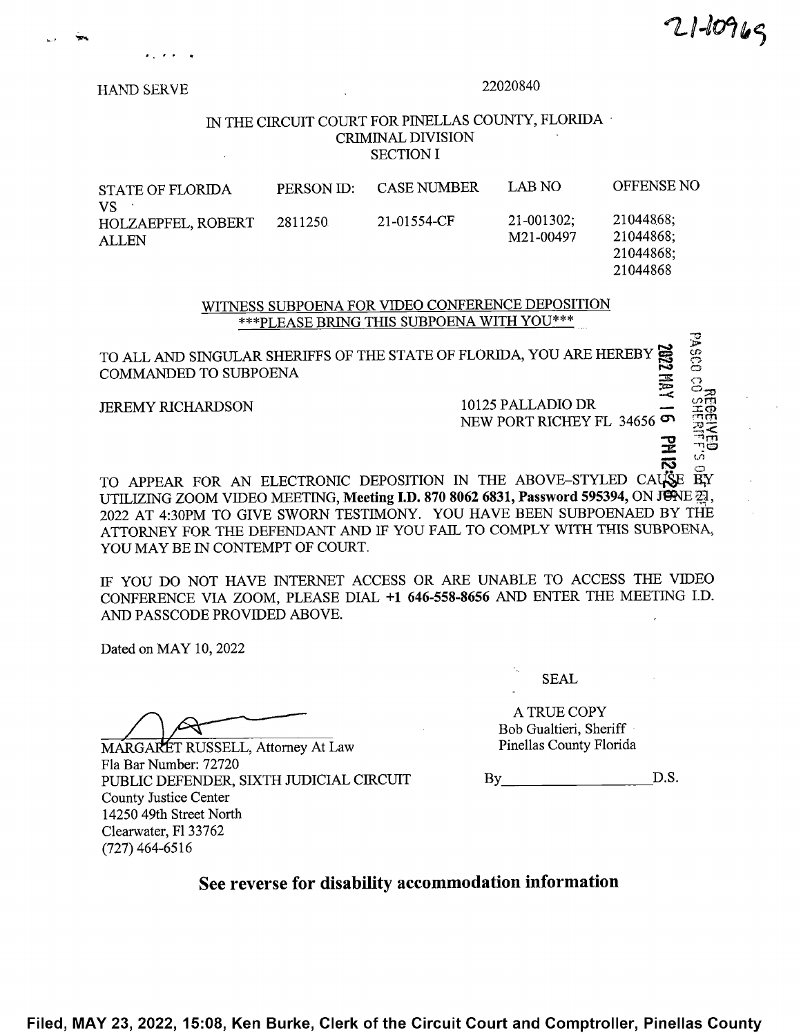21-10969

HAND SERVE 22020840

IN THE CIRCUIT COURT FOR PINELLAS COUNTY, FLORIDA
CRIMINAL DIVISION
SECTION I

| STATE OF FLORIDA VS | PERSON ID: | CASE NUMBER | LAB NO | OFFENSE NO |
|---|---|---|---|---|
| HOLZAEPFEL, ROBERT ALLEN | 2811250 | 21-01554-CF | 21-001302; M21-00497 | 21044868; 21044868; 21044868; 21044868 |

WITNESS SUBPOENA FOR VIDEO CONFERENCE DEPOSITION
\*\*\*PLEASE BRING THIS SUBPOENA WITH YOU\*\*\*

TO ALL AND SINGULAR SHERIFFS OF THE STATE OF FLORIDA, YOU ARE HEREBY COMMANDED TO SUBPOENA

JEREMY RICHARDSON
10125 PALLADIO DR
NEW PORT RICHEY FL 34656

RECEIVED
PASCO CO SHERIFF'S OFFICE
2022 MAY 16 PM 12:28

TO APPEAR FOR AN ELECTRONIC DEPOSITION IN THE ABOVE-STYLED CAUSE BY UTILIZING ZOOM VIDEO MEETING, **Meeting I.D. 870 8062 6831, Password 595394,** ON JUNE 21, 2022 AT 4:30PM TO GIVE SWORN TESTIMONY. YOU HAVE BEEN SUBPOENAED BY THE ATTORNEY FOR THE DEFENDANT AND IF YOU FAIL TO COMPLY WITH THIS SUBPOENA, YOU MAY BE IN CONTEMPT OF COURT.

IF YOU DO NOT HAVE INTERNET ACCESS OR ARE UNABLE TO ACCESS THE VIDEO CONFERENCE VIA ZOOM, PLEASE DIAL **+1 646-558-8656** AND ENTER THE MEETING I.D. AND PASSCODE PROVIDED ABOVE.

Dated on MAY 10, 2022

SEAL

MARGARET RUSSELL, Attorney At Law
Fla Bar Number: 72720
PUBLIC DEFENDER, SIXTH JUDICIAL CIRCUIT
County Justice Center
14250 49th Street North
Clearwater, Fl 33762
(727) 464-6516

A TRUE COPY
Bob Gualtieri, Sheriff
Pinellas County Florida

By\_\_\_\_\_\_\_\_\_\_\_\_\_\_\_\_\_\_ D.S.

## See reverse for disability accommodation information

Filed, MAY 23, 2022, 15:08, Ken Burke, Clerk of the Circuit Court and Comptroller, Pinellas County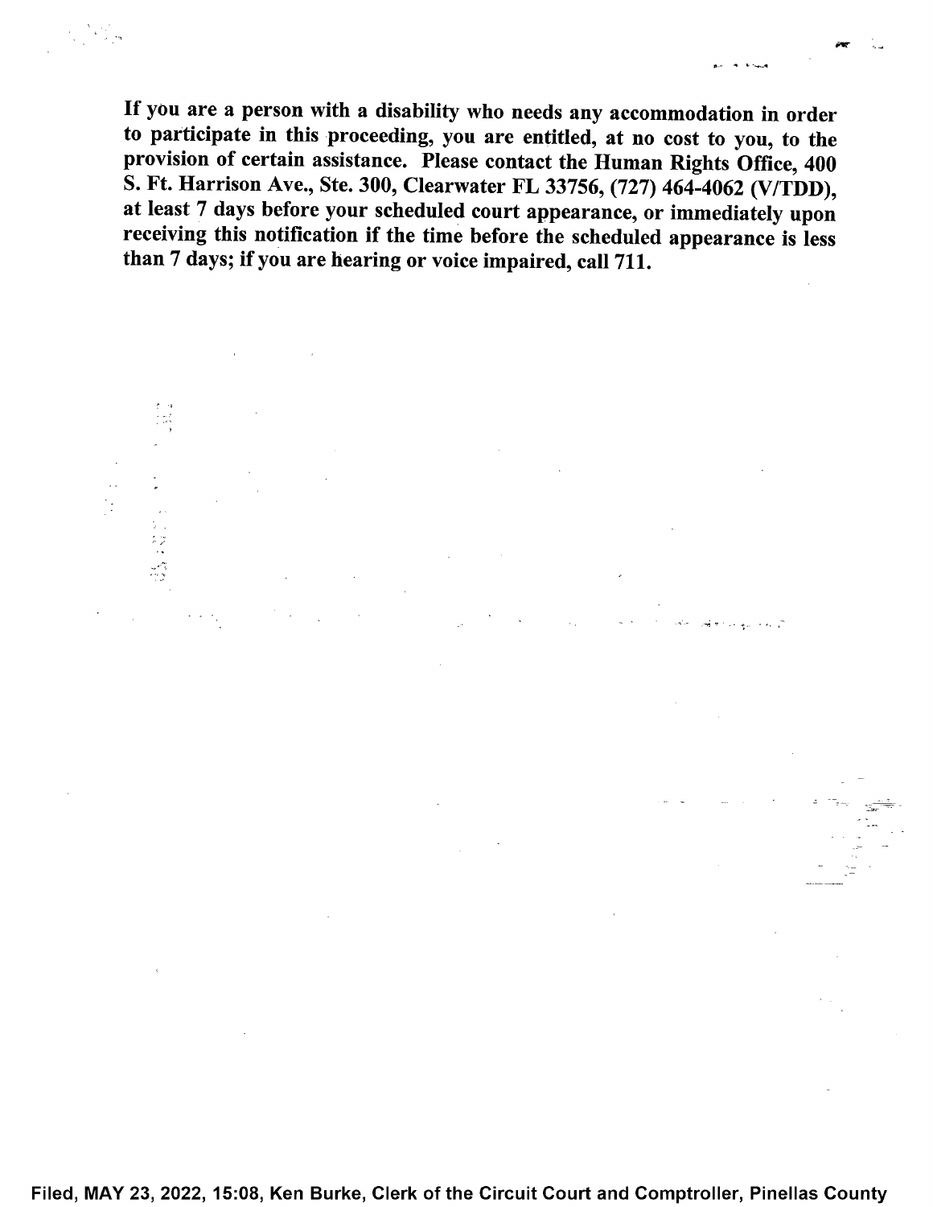**If you are a person with a disability who needs any accommodation in order to participate in this proceeding, you are entitled, at no cost to you, to the provision of certain assistance. Please contact the Human Rights Office, 400 S. Ft. Harrison Ave., Ste. 300, Clearwater FL 33756, (727) 464-4062 (V/TDD), at least 7 days before your scheduled court appearance, or immediately upon receiving this notification if the time before the scheduled appearance is less than 7 days; if you are hearing or voice impaired, call 711.**

Filed, MAY 23, 2022, 15:08, Ken Burke, Clerk of the Circuit Court and Comptroller, Pinellas County